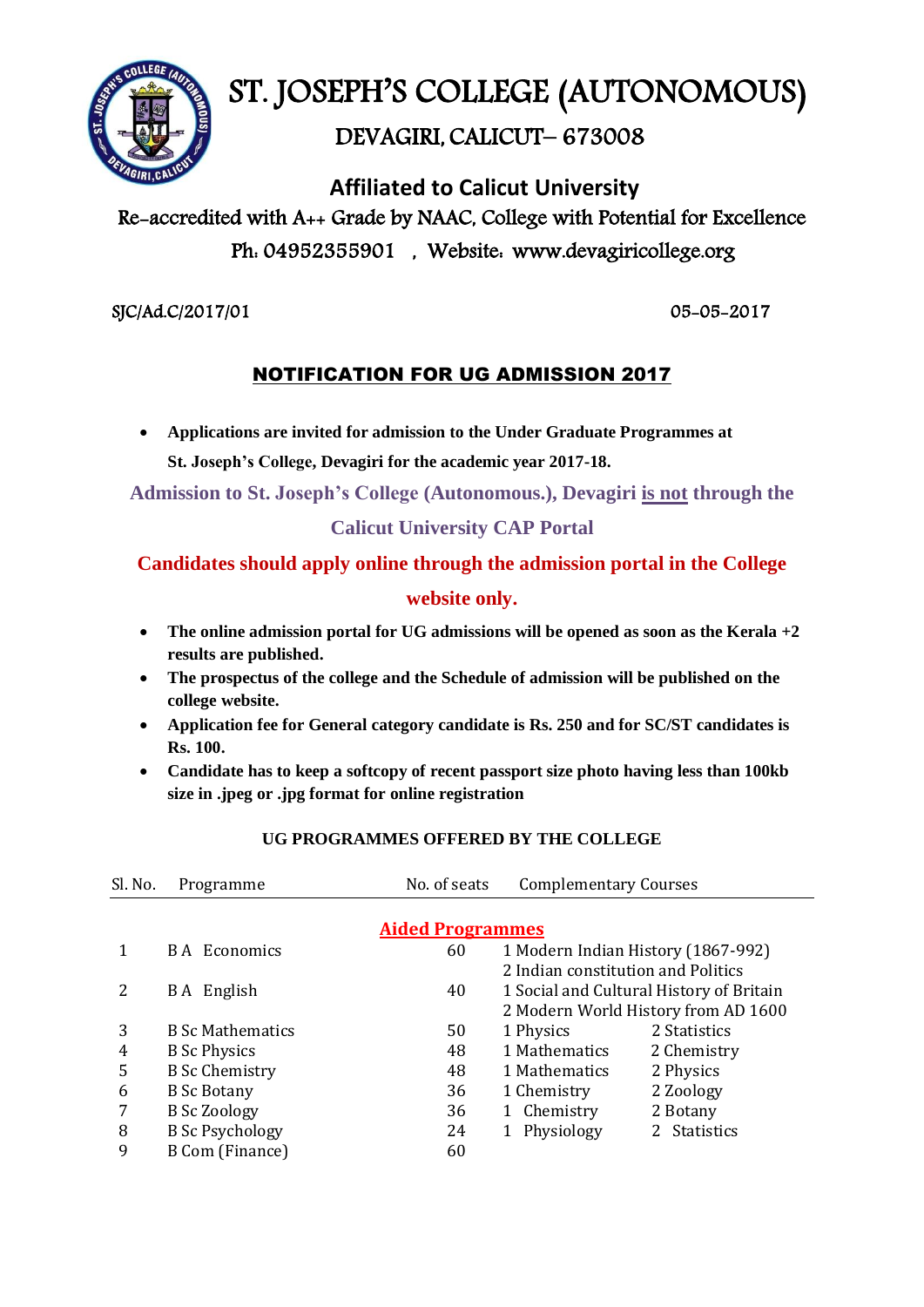# ST. JOSEPH'S COLLEGE (AUTONOMOUS)

## DEVAGIRI, CALICUT– 673008

### Affiliated to Calicut University

Re-accredited with A++ Grade by NAAC, College with Potential for Excellence

Ph: 04952355901 , Website: www.devagiricollege.org

SJC/Ad.C/2017/01 05-05-2017

## NOTIFICATION FOR UG ADMISSION 2017

- **Applications are invited for admission to the Under Graduate Programmes at St. Joseph's College, Devagiri for the academic year 2017-18.**

**Admission to St. Joseph's College (Autonomous.), Devagiri is not through the Calicut University CAP Portal**

**Candidates should apply online through the admission portal in the College website only.**

- **The online admission portal for UG admissions will be opened as soon as the Kerala +2 results are published.**
- **The prospectus of the college and the Schedule of admission will be published on the college website.**
- **Application fee for General category candidate is Rs. 250 and for SC/ST candidates is Rs. 100.**
- **Candidate has to keep a softcopy of recent passport size photo having less than 100kb size in .jpeg or .jpg format for online registration**

**UG PROGRAMMES OFFERED BY THE COLLEGE**

| Sl. No. | Programme | No. of seats | Complementary Courses | |
|---|---|---|---|---|
| | | **Aided Programmes** | | |
| 1 | B A Economics | 60 | 1 Modern Indian History (1867-992)<br>2 Indian constitution and Politics | |
| 2 | B A English | 40 | 1 Social and Cultural History of Britain<br>2 Modern World History from AD 1600 | |
| 3 | B Sc Mathematics | 50 | 1 Physics | 2 Statistics |
| 4 | B Sc Physics | 48 | 1 Mathematics | 2 Chemistry |
| 5 | B Sc Chemistry | 48 | 1 Mathematics | 2 Physics |
| 6 | B Sc Botany | 36 | 1 Chemistry | 2 Zoology |
| 7 | B Sc Zoology | 36 | 1 Chemistry | 2 Botany |
| 8 | B Sc Psychology | 24 | 1 Physiology | 2 Statistics |
| 9 | B Com (Finance) | 60 | | |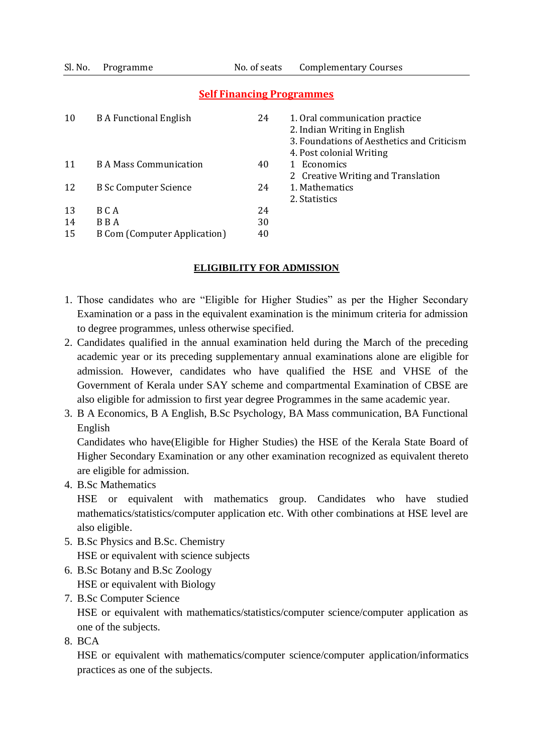| Sl. No. | Programme | No. of seats | Complementary Courses |
|---|---|---|---|
| | **Self Financing Programmes** | | |
| 10 | B A Functional English | 24 | 1. Oral communication practice<br>2. Indian Writing in English<br>3. Foundations of Aesthetics and Criticism<br>4. Post colonial Writing |
| 11 | B A Mass Communication | 40 | 1 Economics<br>2 Creative Writing and Translation |
| 12 | B Sc Computer Science | 24 | 1. Mathematics<br>2. Statistics |
| 13 | B C A | 24 | |
| 14 | B B A | 30 | |
| 15 | B Com (Computer Application) | 40 | |

## ELIGIBILITY FOR ADMISSION

1. Those candidates who are “Eligible for Higher Studies” as per the Higher Secondary Examination or a pass in the equivalent examination is the minimum criteria for admission to degree programmes, unless otherwise specified.
2. Candidates qualified in the annual examination held during the March of the preceding academic year or its preceding supplementary annual examinations alone are eligible for admission. However, candidates who have qualified the HSE and VHSE of the Government of Kerala under SAY scheme and compartmental Examination of CBSE are also eligible for admission to first year degree Programmes in the same academic year.
3. B A Economics, B A English, B.Sc Psychology, BA Mass communication, BA Functional English

   Candidates who have(Eligible for Higher Studies) the HSE of the Kerala State Board of Higher Secondary Examination or any other examination recognized as equivalent thereto are eligible for admission.
4. B.Sc Mathematics

   HSE or equivalent with mathematics group. Candidates who have studied mathematics/statistics/computer application etc. With other combinations at HSE level are also eligible.
5. B.Sc Physics and B.Sc. Chemistry

   HSE or equivalent with science subjects
6. B.Sc Botany and B.Sc Zoology

   HSE or equivalent with Biology
7. B.Sc Computer Science

   HSE or equivalent with mathematics/statistics/computer science/computer application as one of the subjects.
8. BCA

   HSE or equivalent with mathematics/computer science/computer application/informatics practices as one of the subjects.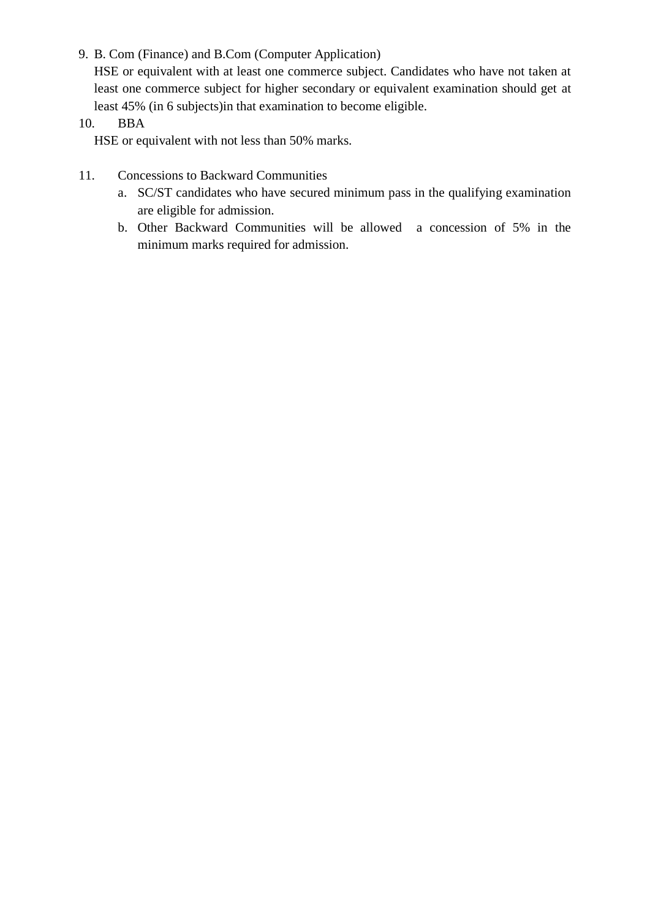9. B. Com (Finance) and B.Com (Computer Application)
   HSE or equivalent with at least one commerce subject. Candidates who have not taken at least one commerce subject for higher secondary or equivalent examination should get at least 45% (in 6 subjects)in that examination to become eligible.
10. BBA
    HSE or equivalent with not less than 50% marks.

11. Concessions to Backward Communities
    a. SC/ST candidates who have secured minimum pass in the qualifying examination are eligible for admission.
    b. Other Backward Communities will be allowed a concession of 5% in the minimum marks required for admission.